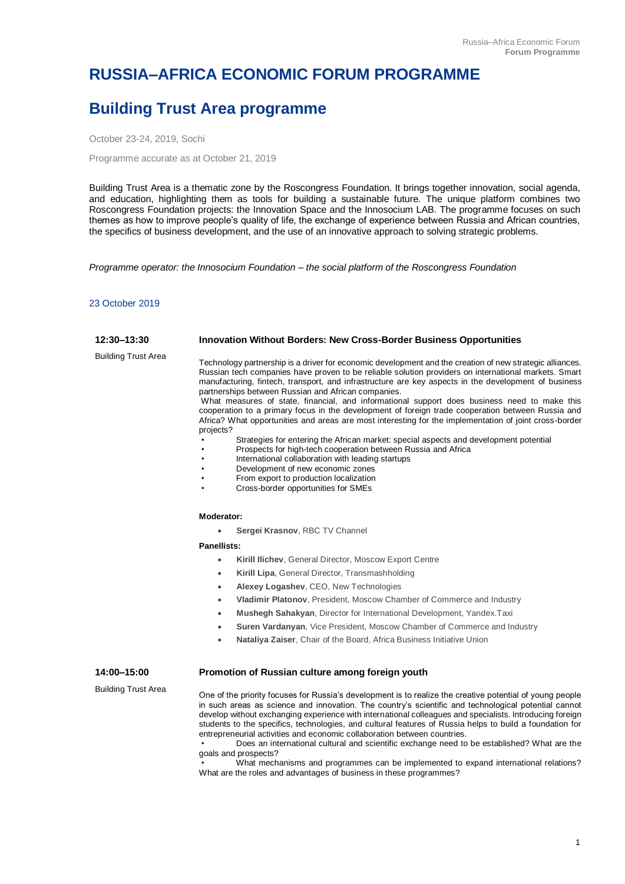# RUSSIA–AFRICA ECONOMIC FORUM PROGRAMME

## Building Trust Area programme

October 23-24, 2019, Sochi

Programme accurate as at October 21, 2019

Building Trust Area is a thematic zone by the Roscongress Foundation. It brings together innovation, social agenda, and education, highlighting them as tools for building a sustainable future. The unique platform combines two Roscongress Foundation projects: the Innovation Space and the Innosocium LAB. The programme focuses on such themes as how to improve people's quality of life, the exchange of experience between Russia and African countries, the specifics of business development, and the use of an innovative approach to solving strategic problems.

*Programme operator: the Innosocium Foundation – the social platform of the Roscongress Foundation*

### 23 October 2019

**12:30–13:30**

Building Trust Area

**Innovation Without Borders: New Cross-Border Business Opportunities**

Technology partnership is a driver for economic development and the creation of new strategic alliances. Russian tech companies have proven to be reliable solution providers on international markets. Smart manufacturing, fintech, transport, and infrastructure are key aspects in the development of business partnerships between Russian and African companies.

What measures of state, financial, and informational support does business need to make this cooperation to a primary focus in the development of foreign trade cooperation between Russia and Africa? What opportunities and areas are most interesting for the implementation of joint cross-border projects?

- Strategies for entering the African market: special aspects and development potential
- Prospects for high-tech cooperation between Russia and Africa
- International collaboration with leading startups
- Development of new economic zones
- From export to production localization
- Cross-border opportunities for SMEs

**Moderator:**

- **Sergei Krasnov**, RBC TV Channel

**Panellists:**

- **Kirill Ilichev**, General Director, Moscow Export Centre
- **Kirill Lipa**, General Director, Transmashholding
- **Alexey Logashev**, CEO, New Technologies
- **Vladimir Platonov**, President, Moscow Chamber of Commerce and Industry
- **Mushegh Sahakyan**, Director for International Development, Yandex.Taxi
- **Suren Vardanyan**, Vice President, Moscow Chamber of Commerce and Industry
- **Nataliya Zaiser**, Chair of the Board, Africa Business Initiative Union

**14:00–15:00**

Building Trust Area

**Promotion of Russian culture among foreign youth**

One of the priority focuses for Russia's development is to realize the creative potential of young people in such areas as science and innovation. The country's scientific and technological potential cannot develop without exchanging experience with international colleagues and specialists. Introducing foreign students to the specifics, technologies, and cultural features of Russia helps to build a foundation for entrepreneurial activities and economic collaboration between countries.

- Does an international cultural and scientific exchange need to be established? What are the goals and prospects?
- What mechanisms and programmes can be implemented to expand international relations? What are the roles and advantages of business in these programmes?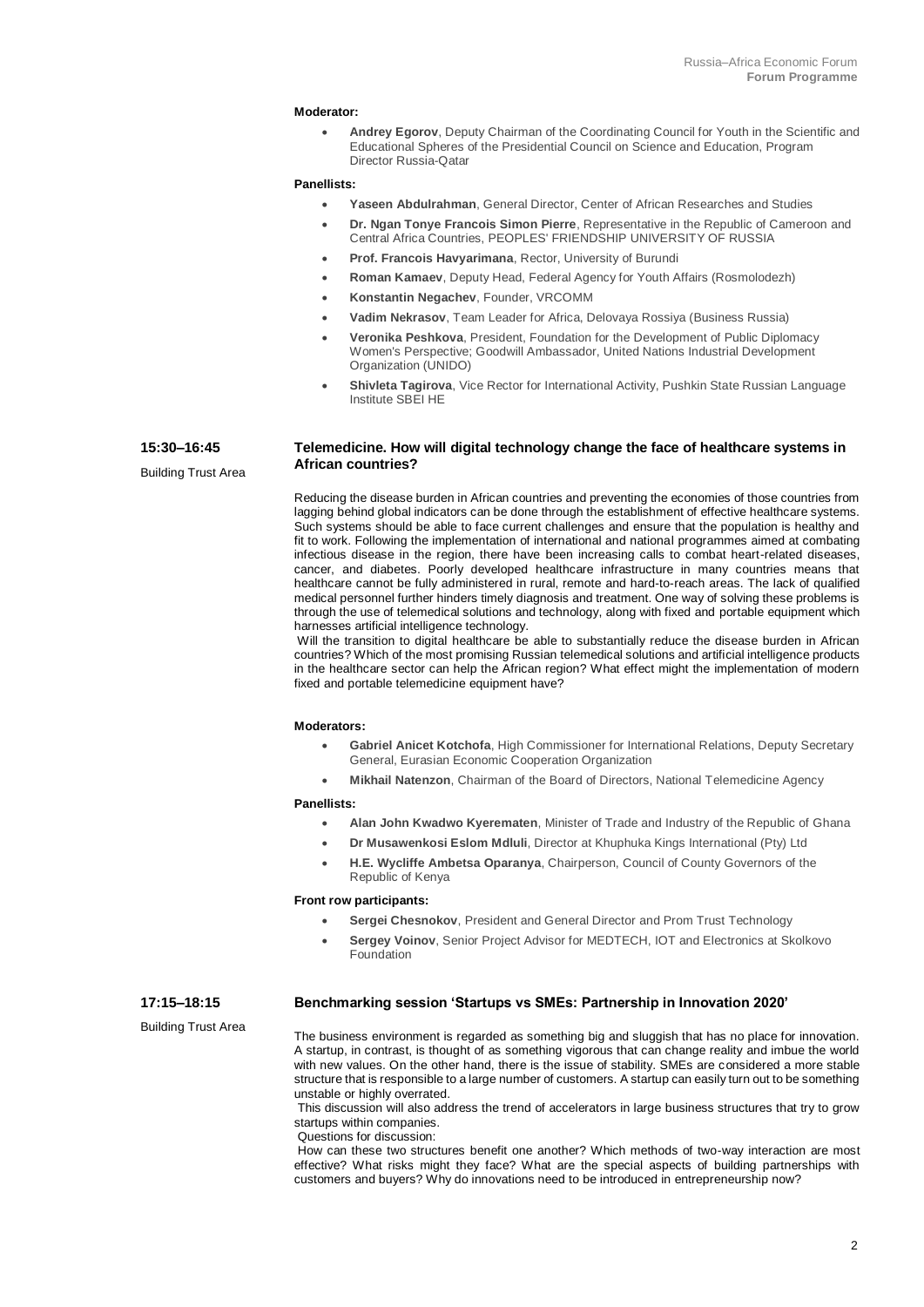**Moderator:**

- **Andrey Egorov**, Deputy Chairman of the Coordinating Council for Youth in the Scientific and Educational Spheres of the Presidential Council on Science and Education, Program Director Russia-Qatar

**Panellists:**

- **Yaseen Abdulrahman**, General Director, Center of African Researches and Studies
- **Dr. Ngan Tonye Francois Simon Pierre**, Representative in the Republic of Cameroon and Central Africa Countries, PEOPLES' FRIENDSHIP UNIVERSITY OF RUSSIA
- **Prof. Francois Havyarimana**, Rector, University of Burundi
- **Roman Kamaev**, Deputy Head, Federal Agency for Youth Affairs (Rosmolodezh)
- **Konstantin Negachev**, Founder, VRCOMM
- **Vadim Nekrasov**, Team Leader for Africa, Delovaya Rossiya (Business Russia)
- **Veronika Peshkova**, President, Foundation for the Development of Public Diplomacy Women's Perspective; Goodwill Ambassador, United Nations Industrial Development Organization (UNIDO)
- **Shivleta Tagirova**, Vice Rector for International Activity, Pushkin State Russian Language Institute SBEI HE

### 15:30–16:45 — Telemedicine. How will digital technology change the face of healthcare systems in African countries?

Building Trust Area

Reducing the disease burden in African countries and preventing the economies of those countries from lagging behind global indicators can be done through the establishment of effective healthcare systems. Such systems should be able to face current challenges and ensure that the population is healthy and fit to work. Following the implementation of international and national programmes aimed at combating infectious disease in the region, there have been increasing calls to combat heart-related diseases, cancer, and diabetes. Poorly developed healthcare infrastructure in many countries means that healthcare cannot be fully administered in rural, remote and hard-to-reach areas. The lack of qualified medical personnel further hinders timely diagnosis and treatment. One way of solving these problems is through the use of telemedical solutions and technology, along with fixed and portable equipment which harnesses artificial intelligence technology.

Will the transition to digital healthcare be able to substantially reduce the disease burden in African countries? Which of the most promising Russian telemedical solutions and artificial intelligence products in the healthcare sector can help the African region? What effect might the implementation of modern fixed and portable telemedicine equipment have?

**Moderators:**

- **Gabriel Anicet Kotchofa**, High Commissioner for International Relations, Deputy Secretary General, Eurasian Economic Cooperation Organization
- **Mikhail Natenzon**, Chairman of the Board of Directors, National Telemedicine Agency

**Panellists:**

- **Alan John Kwadwo Kyerematen**, Minister of Trade and Industry of the Republic of Ghana
- **Dr Musawenkosi Eslom Mdluli**, Director at Khuphuka Kings International (Pty) Ltd
- **H.E. Wycliffe Ambetsa Oparanya**, Chairperson, Council of County Governors of the Republic of Kenya

**Front row participants:**

- **Sergei Chesnokov**, President and General Director and Prom Trust Technology
- **Sergey Voinov**, Senior Project Advisor for MEDTECH, IOT and Electronics at Skolkovo Foundation

### 17:15–18:15 — Benchmarking session 'Startups vs SMEs: Partnership in Innovation 2020'

Building Trust Area

The business environment is regarded as something big and sluggish that has no place for innovation. A startup, in contrast, is thought of as something vigorous that can change reality and imbue the world with new values. On the other hand, there is the issue of stability. SMEs are considered a more stable structure that is responsible to a large number of customers. A startup can easily turn out to be something unstable or highly overrated.

This discussion will also address the trend of accelerators in large business structures that try to grow startups within companies.

Questions for discussion:

How can these two structures benefit one another? Which methods of two-way interaction are most effective? What risks might they face? What are the special aspects of building partnerships with customers and buyers? Why do innovations need to be introduced in entrepreneurship now?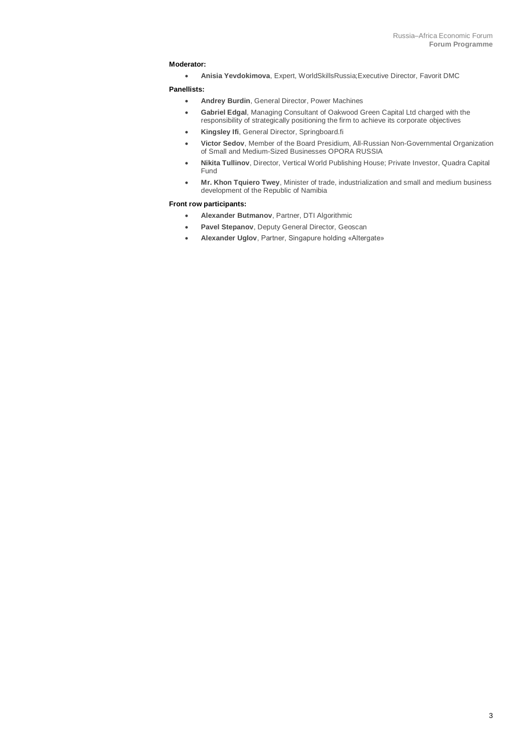**Moderator:**

- **Anisia Yevdokimova**, Expert, WorldSkillsRussia;Executive Director, Favorit DMC

**Panellists:**

- **Andrey Burdin**, General Director, Power Machines
- **Gabriel Edgal**, Managing Consultant of Oakwood Green Capital Ltd charged with the responsibility of strategically positioning the firm to achieve its corporate objectives
- **Kingsley Ifi**, General Director, Springboard.fi
- **Victor Sedov**, Member of the Board Presidium, All-Russian Non-Governmental Organization of Small and Medium-Sized Businesses OPORA RUSSIA
- **Nikita Tullinov**, Director, Vertical World Publishing House; Private Investor, Quadra Capital Fund
- **Mr. Khon Tquiero Twey**, Minister of trade, industrialization and small and medium business development of the Republic of Namibia

**Front row participants:**

- **Alexander Butmanov**, Partner, DTI Algorithmic
- **Pavel Stepanov**, Deputy General Director, Geoscan
- **Alexander Uglov**, Partner, Singapure holding «Altergate»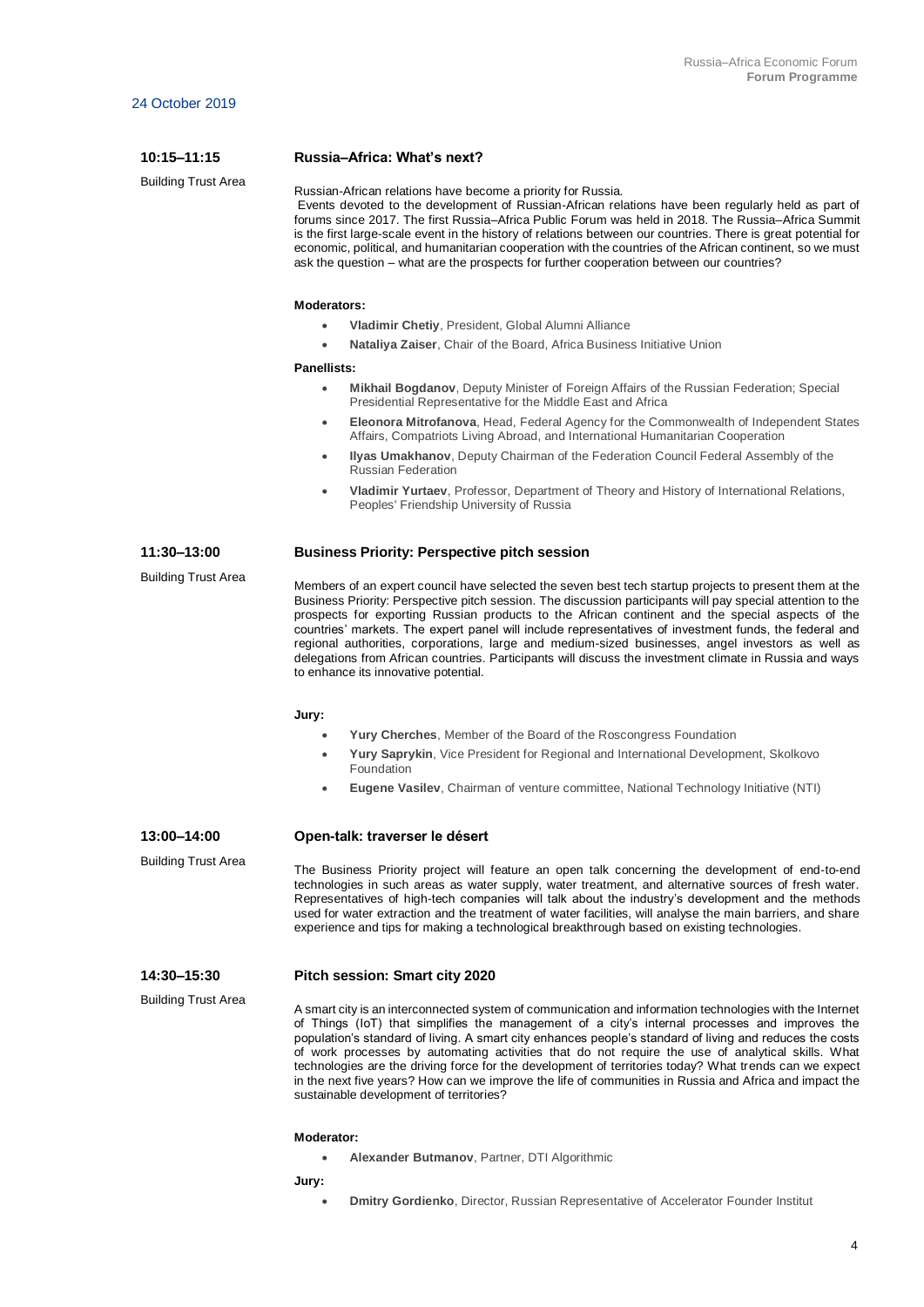24 October 2019

**10:15–11:15**

Building Trust Area

### Russia–Africa: What's next?

Russian-African relations have become a priority for Russia.
Events devoted to the development of Russian-African relations have been regularly held as part of forums since 2017. The first Russia–Africa Public Forum was held in 2018. The Russia–Africa Summit is the first large-scale event in the history of relations between our countries. There is great potential for economic, political, and humanitarian cooperation with the countries of the African continent, so we must ask the question – what are the prospects for further cooperation between our countries?

**Moderators:**

- **Vladimir Chetiy**, President, Global Alumni Alliance
- **Nataliya Zaiser**, Chair of the Board, Africa Business Initiative Union

**Panellists:**

- **Mikhail Bogdanov**, Deputy Minister of Foreign Affairs of the Russian Federation; Special Presidential Representative for the Middle East and Africa
- **Eleonora Mitrofanova**, Head, Federal Agency for the Commonwealth of Independent States Affairs, Compatriots Living Abroad, and International Humanitarian Cooperation
- **Ilyas Umakhanov**, Deputy Chairman of the Federation Council Federal Assembly of the Russian Federation
- **Vladimir Yurtaev**, Professor, Department of Theory and History of International Relations, Peoples' Friendship University of Russia

**11:30–13:00**

Building Trust Area

### Business Priority: Perspective pitch session

Members of an expert council have selected the seven best tech startup projects to present them at the Business Priority: Perspective pitch session. The discussion participants will pay special attention to the prospects for exporting Russian products to the African continent and the special aspects of the countries' markets. The expert panel will include representatives of investment funds, the federal and regional authorities, corporations, large and medium-sized businesses, angel investors as well as delegations from African countries. Participants will discuss the investment climate in Russia and ways to enhance its innovative potential.

**Jury:**

- **Yury Cherches**, Member of the Board of the Roscongress Foundation
- **Yury Saprykin**, Vice President for Regional and International Development, Skolkovo Foundation
- **Eugene Vasilev**, Chairman of venture committee, National Technology Initiative (NTI)

**13:00–14:00**

Building Trust Area

### Open-talk: traverser le désert

The Business Priority project will feature an open talk concerning the development of end-to-end technologies in such areas as water supply, water treatment, and alternative sources of fresh water. Representatives of high-tech companies will talk about the industry's development and the methods used for water extraction and the treatment of water facilities, will analyse the main barriers, and share experience and tips for making a technological breakthrough based on existing technologies.

**14:30–15:30**

Building Trust Area

### Pitch session: Smart city 2020

A smart city is an interconnected system of communication and information technologies with the Internet of Things (IoT) that simplifies the management of a city's internal processes and improves the population's standard of living. A smart city enhances people's standard of living and reduces the costs of work processes by automating activities that do not require the use of analytical skills. What technologies are the driving force for the development of territories today? What trends can we expect in the next five years? How can we improve the life of communities in Russia and Africa and impact the sustainable development of territories?

**Moderator:**

- **Alexander Butmanov**, Partner, DTI Algorithmic

**Jury:**

- **Dmitry Gordienko**, Director, Russian Representative of Accelerator Founder Institut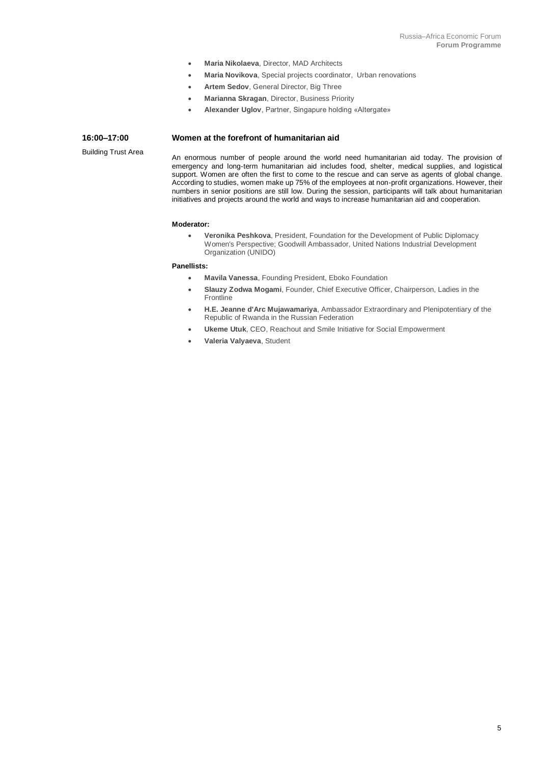- **Maria Nikolaeva**, Director, MAD Architects
- **Maria Novikova**, Special projects coordinator, Urban renovations
- **Artem Sedov**, General Director, Big Three
- **Marianna Skragan**, Director, Business Priority
- **Alexander Uglov**, Partner, Singapure holding «Altergate»

**16:00–17:00** **Women at the forefront of humanitarian aid**

Building Trust Area

An enormous number of people around the world need humanitarian aid today. The provision of emergency and long-term humanitarian aid includes food, shelter, medical supplies, and logistical support. Women are often the first to come to the rescue and can serve as agents of global change. According to studies, women make up 75% of the employees at non-profit organizations. However, their numbers in senior positions are still low. During the session, participants will talk about humanitarian initiatives and projects around the world and ways to increase humanitarian aid and cooperation.

**Moderator:**

- **Veronika Peshkova**, President, Foundation for the Development of Public Diplomacy Women's Perspective; Goodwill Ambassador, United Nations Industrial Development Organization (UNIDO)

**Panellists:**

- **Mavila Vanessa**, Founding President, Eboko Foundation
- **Slauzy Zodwa Mogami**, Founder, Chief Executive Officer, Chairperson, Ladies in the Frontline
- **H.E. Jeanne d'Arc Mujawamariya**, Ambassador Extraordinary and Plenipotentiary of the Republic of Rwanda in the Russian Federation
- **Ukeme Utuk**, CEO, Reachout and Smile Initiative for Social Empowerment
- **Valeria Valyaeva**, Student